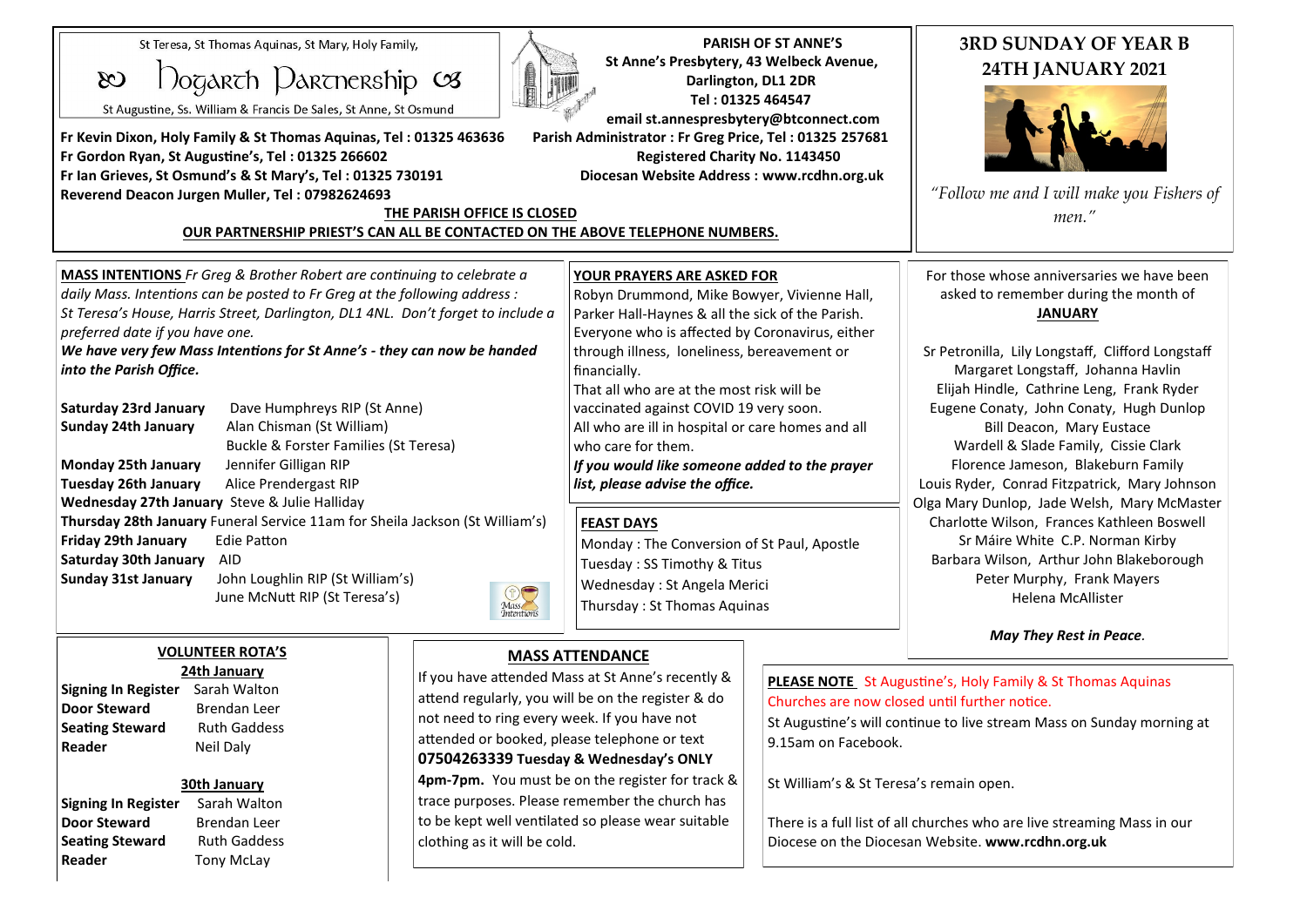St Teresa, St Thomas Aquinas, St Mary, Holy Family,

# Hogarth Partnership

St Augustine, Ss. William & Francis De Sales, St Anne, St Osmund

**PARISH OF ST ANNE'S**
**St Anne's Presbytery, 43 Welbeck Avenue, Darlington, DL1 2DR**
**Tel : 01325 464547**
**email st.annespresbytery@btconnect.com**

**Fr Kevin Dixon, Holy Family & St Thomas Aquinas, Tel : 01325 463636**
**Fr Gordon Ryan, St Augustine's, Tel : 01325 266602**
**Fr Ian Grieves, St Osmund's & St Mary's, Tel : 01325 730191**
**Reverend Deacon Jurgen Muller, Tel : 07982624693**

**Parish Administrator : Fr Greg Price, Tel : 01325 257681**
**Registered Charity No. 1143450**
**Diocesan Website Address : www.rcdhn.org.uk**

**THE PARISH OFFICE IS CLOSED**
**OUR PARTNERSHIP PRIEST'S CAN ALL BE CONTACTED ON THE ABOVE TELEPHONE NUMBERS.**

## 3RD SUNDAY OF YEAR B
## 24TH JANUARY 2021

*"Follow me and I will make you Fishers of men."*

**MASS INTENTIONS** *Fr Greg & Brother Robert are continuing to celebrate a daily Mass. Intentions can be posted to Fr Greg at the following address : St Teresa's House, Harris Street, Darlington, DL1 4NL. Don't forget to include a preferred date if you have one.*
***We have very few Mass Intentions for St Anne's - they can now be handed into the Parish Office.***

**Saturday 23rd January** Dave Humphreys RIP (St Anne)
**Sunday 24th January** Alan Chisman (St William)
Buckle & Forster Families (St Teresa)
**Monday 25th January** Jennifer Gilligan RIP
**Tuesday 26th January** Alice Prendergast RIP
**Wednesday 27th January** Steve & Julie Halliday
**Thursday 28th January** Funeral Service 11am for Sheila Jackson (St William's)
**Friday 29th January** Edie Patton
**Saturday 30th January** AID
**Sunday 31st January** John Loughlin RIP (St William's)
June McNutt RIP (St Teresa's)

**YOUR PRAYERS ARE ASKED FOR**
Robyn Drummond, Mike Bowyer, Vivienne Hall, Parker Hall-Haynes & all the sick of the Parish.
Everyone who is affected by Coronavirus, either through illness, loneliness, bereavement or financially.
That all who are at the most risk will be vaccinated against COVID 19 very soon.
All who are ill in hospital or care homes and all who care for them.
***If you would like someone added to the prayer list, please advise the office.***

**FEAST DAYS**
Monday : The Conversion of St Paul, Apostle
Tuesday : SS Timothy & Titus
Wednesday : St Angela Merici
Thursday : St Thomas Aquinas

For those whose anniversaries we have been asked to remember during the month of **JANUARY**

Sr Petronilla, Lily Longstaff, Clifford Longstaff
Margaret Longstaff, Johanna Havlin
Elijah Hindle, Cathrine Leng, Frank Ryder
Eugene Conaty, John Conaty, Hugh Dunlop
Bill Deacon, Mary Eustace
Wardell & Slade Family, Cissie Clark
Florence Jameson, Blakeburn Family
Louis Ryder, Conrad Fitzpatrick, Mary Johnson
Olga Mary Dunlop, Jade Welsh, Mary McMaster
Charlotte Wilson, Frances Kathleen Boswell
Sr Máire White C.P. Norman Kirby
Barbara Wilson, Arthur John Blakeborough
Peter Murphy, Frank Mayers
Helena McAllister

***May They Rest in Peace.***

**VOLUNTEER ROTA'S**

**24th January**

| | |
|---|---|
| **Signing In Register** | Sarah Walton |
| **Door Steward** | Brendan Leer |
| **Seating Steward** | Ruth Gaddess |
| **Reader** | Neil Daly |

**30th January**

| | |
|---|---|
| **Signing In Register** | Sarah Walton |
| **Door Steward** | Brendan Leer |
| **Seating Steward** | Ruth Gaddess |
| **Reader** | Tony McLay |

**MASS ATTENDANCE**
If you have attended Mass at St Anne's recently & attend regularly, you will be on the register & do not need to ring every week. If you have not attended or booked, please telephone or text **07504263339 Tuesday & Wednesday's ONLY 4pm-7pm.** You must be on the register for track & trace purposes. Please remember the church has to be kept well ventilated so please wear suitable clothing as it will be cold.

**PLEASE NOTE** St Augustine's, Holy Family & St Thomas Aquinas Churches are now closed until further notice.
St Augustine's will continue to live stream Mass on Sunday morning at 9.15am on Facebook.

St William's & St Teresa's remain open.

There is a full list of all churches who are live streaming Mass in our Diocese on the Diocesan Website. **www.rcdhn.org.uk**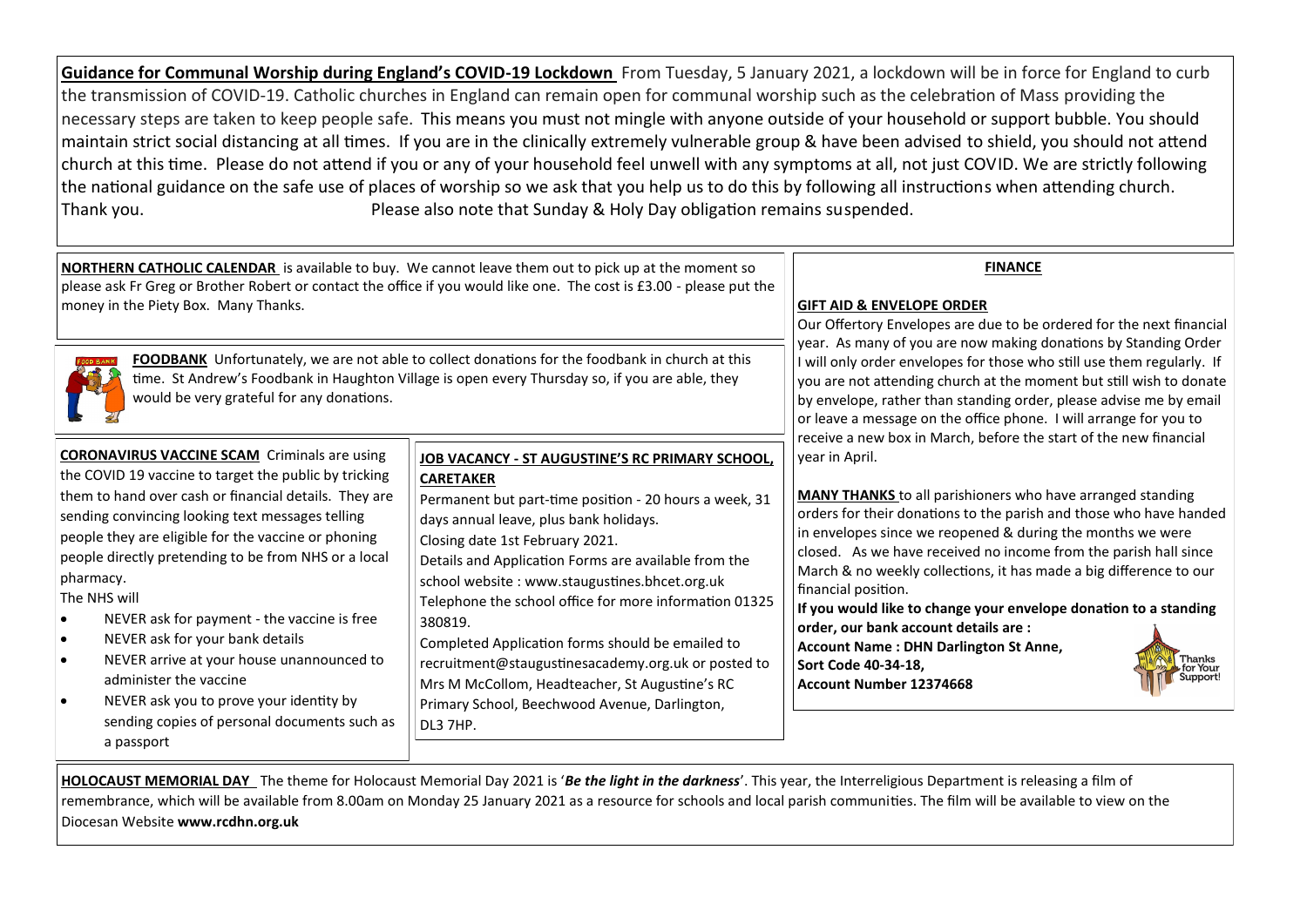**Guidance for Communal Worship during England's COVID-19 Lockdown** From Tuesday, 5 January 2021, a lockdown will be in force for England to curb the transmission of COVID-19. Catholic churches in England can remain open for communal worship such as the celebration of Mass providing the necessary steps are taken to keep people safe. This means you must not mingle with anyone outside of your household or support bubble. You should maintain strict social distancing at all times. If you are in the clinically extremely vulnerable group & have been advised to shield, you should not attend church at this time. Please do not attend if you or any of your household feel unwell with any symptoms at all, not just COVID. We are strictly following the national guidance on the safe use of places of worship so we ask that you help us to do this by following all instructions when attending church. Thank you. Please also note that Sunday & Holy Day obligation remains suspended.

**NORTHERN CATHOLIC CALENDAR** is available to buy. We cannot leave them out to pick up at the moment so please ask Fr Greg or Brother Robert or contact the office if you would like one. The cost is £3.00 - please put the money in the Piety Box. Many Thanks.

**FOODBANK** Unfortunately, we are not able to collect donations for the foodbank in church at this time. St Andrew's Foodbank in Haughton Village is open every Thursday so, if you are able, they would be very grateful for any donations.

**CORONAVIRUS VACCINE SCAM** Criminals are using the COVID 19 vaccine to target the public by tricking them to hand over cash or financial details. They are sending convincing looking text messages telling people they are eligible for the vaccine or phoning people directly pretending to be from NHS or a local pharmacy.

The NHS will

- NEVER ask for payment - the vaccine is free
- NEVER ask for your bank details
- NEVER arrive at your house unannounced to administer the vaccine
- NEVER ask you to prove your identity by sending copies of personal documents such as a passport

**JOB VACANCY - ST AUGUSTINE'S RC PRIMARY SCHOOL, CARETAKER**

Permanent but part-time position - 20 hours a week, 31 days annual leave, plus bank holidays.

Closing date 1st February 2021.

Details and Application Forms are available from the school website : www.staugustines.bhcet.org.uk

Telephone the school office for more information 01325 380819.

Completed Application forms should be emailed to recruitment@staugustinesacademy.org.uk or posted to Mrs M McCollom, Headteacher, St Augustine's RC Primary School, Beechwood Avenue, Darlington, DL3 7HP.

**FINANCE**

**GIFT AID & ENVELOPE ORDER**

Our Offertory Envelopes are due to be ordered for the next financial year. As many of you are now making donations by Standing Order I will only order envelopes for those who still use them regularly. If you are not attending church at the moment but still wish to donate by envelope, rather than standing order, please advise me by email or leave a message on the office phone. I will arrange for you to receive a new box in March, before the start of the new financial year in April.

**MANY THANKS** to all parishioners who have arranged standing orders for their donations to the parish and those who have handed in envelopes since we reopened & during the months we were closed. As we have received no income from the parish hall since March & no weekly collections, it has made a big difference to our financial position.

**If you would like to change your envelope donation to a standing order, our bank account details are :**
**Account Name : DHN Darlington St Anne,**
**Sort Code 40-34-18,**
**Account Number 12374668**

**HOLOCAUST MEMORIAL DAY** The theme for Holocaust Memorial Day 2021 is '***Be the light in the darkness***'. This year, the Interreligious Department is releasing a film of remembrance, which will be available from 8.00am on Monday 25 January 2021 as a resource for schools and local parish communities. The film will be available to view on the Diocesan Website **www.rcdhn.org.uk**